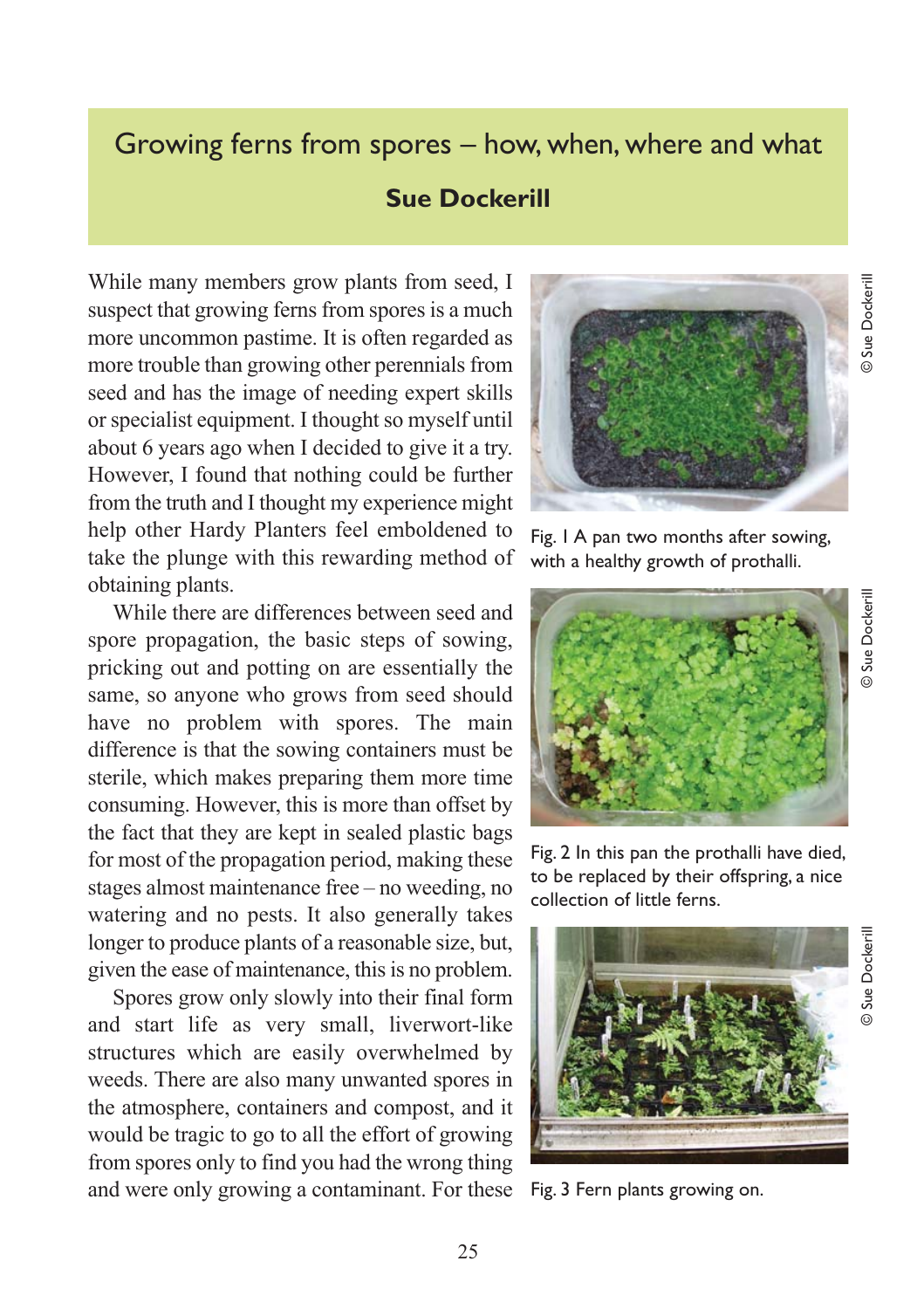# Growing ferns from spores – how, when, where and what

**Sue Dockerill**

While many members grow plants from seed, I suspect that growing ferns from spores is a much more uncommon pastime. It is often regarded as more trouble than growing other perennials from seed and has the image of needing expert skills or specialist equipment. I thought so myself until about 6 years ago when I decided to give it a try. However, I found that nothing could be further from the truth and I thought my experience might help other Hardy Planters feel emboldened to take the plunge with this rewarding method of obtaining plants.

While there are differences between seed and spore propagation, the basic steps of sowing, pricking out and potting on are essentially the same, so anyone who grows from seed should have no problem with spores. The main difference is that the sowing containers must be sterile, which makes preparing them more time consuming. However, this is more than offset by the fact that they are kept in sealed plastic bags for most of the propagation period, making these stages almost maintenance free – no weeding, no watering and no pests. It also generally takes longer to produce plants of a reasonable size, but, given the ease of maintenance, this is no problem.

Spores grow only slowly into their final form and start life as very small, liverwort-like structures which are easily overwhelmed by weeds. There are also many unwanted spores in the atmosphere, containers and compost, and it would be tragic to go to all the effort of growing from spores only to find you had the wrong thing and were only growing a contaminant. For these

© Sue Dockerill

Fig. 1 A pan two months after sowing, with a healthy growth of prothalli.

© Sue Dockerill

Fig. 2 In this pan the prothalli have died, to be replaced by their offspring, a nice collection of little ferns.

© Sue Dockerill

Fig. 3 Fern plants growing on.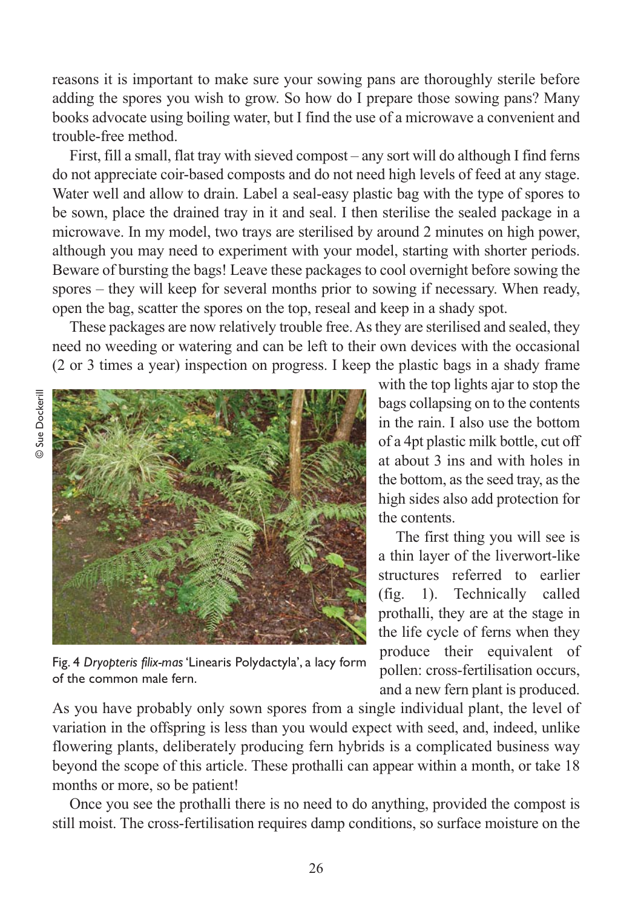reasons it is important to make sure your sowing pans are thoroughly sterile before adding the spores you wish to grow. So how do I prepare those sowing pans? Many books advocate using boiling water, but I find the use of a microwave a convenient and trouble-free method.

First, fill a small, flat tray with sieved compost – any sort will do although I find ferns do not appreciate coir-based composts and do not need high levels of feed at any stage. Water well and allow to drain. Label a seal-easy plastic bag with the type of spores to be sown, place the drained tray in it and seal. I then sterilise the sealed package in a microwave. In my model, two trays are sterilised by around 2 minutes on high power, although you may need to experiment with your model, starting with shorter periods. Beware of bursting the bags! Leave these packages to cool overnight before sowing the spores – they will keep for several months prior to sowing if necessary. When ready, open the bag, scatter the spores on the top, reseal and keep in a shady spot.

These packages are now relatively trouble free. As they are sterilised and sealed, they need no weeding or watering and can be left to their own devices with the occasional (2 or 3 times a year) inspection on progress. I keep the plastic bags in a shady frame with the top lights ajar to stop the bags collapsing on to the contents in the rain. I also use the bottom of a 4pt plastic milk bottle, cut off at about 3 ins and with holes in the bottom, as the seed tray, as the high sides also add protection for the contents.

© Sue Dockerill

Fig. 4 *Dryopteris filix-mas* 'Linearis Polydactyla', a lacy form of the common male fern.

The first thing you will see is a thin layer of the liverwort-like structures referred to earlier (fig. 1). Technically called prothalli, they are at the stage in the life cycle of ferns when they produce their equivalent of pollen: cross-fertilisation occurs, and a new fern plant is produced. As you have probably only sown spores from a single individual plant, the level of variation in the offspring is less than you would expect with seed, and, indeed, unlike flowering plants, deliberately producing fern hybrids is a complicated business way beyond the scope of this article. These prothalli can appear within a month, or take 18 months or more, so be patient!

Once you see the prothalli there is no need to do anything, provided the compost is still moist. The cross-fertilisation requires damp conditions, so surface moisture on the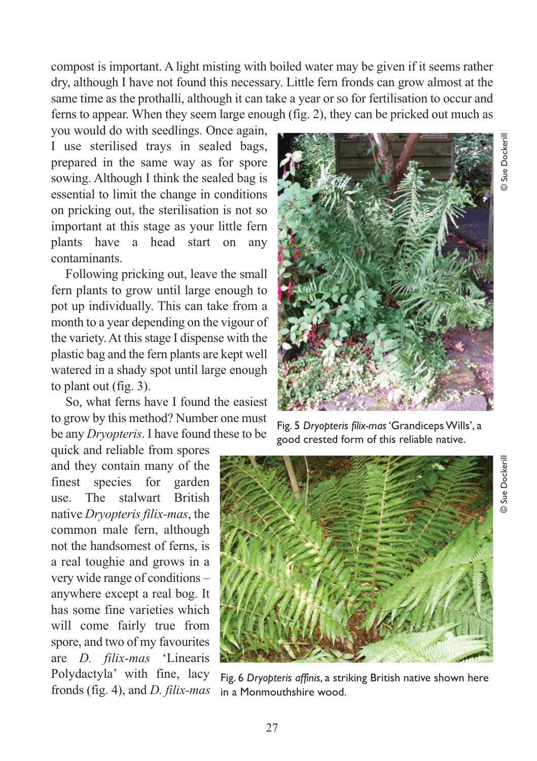compost is important. A light misting with boiled water may be given if it seems rather dry, although I have not found this necessary. Little fern fronds can grow almost at the same time as the prothalli, although it can take a year or so for fertilisation to occur and ferns to appear. When they seem large enough (fig. 2), they can be pricked out much as you would do with seedlings. Once again, I use sterilised trays in sealed bags, prepared in the same way as for spore sowing. Although I think the sealed bag is essential to limit the change in conditions on pricking out, the sterilisation is not so important at this stage as your little fern plants have a head start on any contaminants.

Following pricking out, leave the small fern plants to grow until large enough to pot up individually. This can take from a month to a year depending on the vigour of the variety. At this stage I dispense with the plastic bag and the fern plants are kept well watered in a shady spot until large enough to plant out (fig. 3).

So, what ferns have I found the easiest to grow by this method? Number one must be any *Dryopteris*. I have found these to be quick and reliable from spores and they contain many of the finest species for garden use. The stalwart British native *Dryopteris filix-mas*, the common male fern, although not the handsomest of ferns, is a real toughie and grows in a very wide range of conditions – anywhere except a real bog. It has some fine varieties which will come fairly true from spore, and two of my favourites are *D. filix-mas* 'Linearis Polydactyla' with fine, lacy fronds (fig. 4), and *D. filix-mas*

© Sue Dockerill

Fig. 5 *Dryopteris filix-mas* 'Grandiceps Wills', a good crested form of this reliable native.

© Sue Dockerill

Fig. 6 *Dryopteris affinis*, a striking British native shown here in a Monmouthshire wood.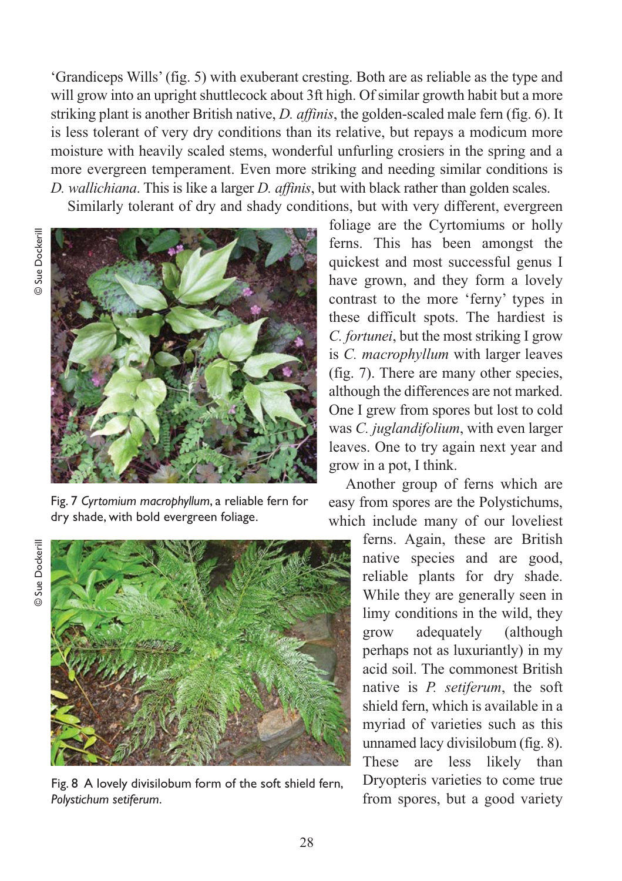'Grandiceps Wills' (fig. 5) with exuberant cresting. Both are as reliable as the type and will grow into an upright shuttlecock about 3ft high. Of similar growth habit but a more striking plant is another British native, *D. affinis*, the golden-scaled male fern (fig. 6). It is less tolerant of very dry conditions than its relative, but repays a modicum more moisture with heavily scaled stems, wonderful unfurling crosiers in the spring and a more evergreen temperament. Even more striking and needing similar conditions is *D. wallichiana*. This is like a larger *D. affinis*, but with black rather than golden scales.

Similarly tolerant of dry and shady conditions, but with very different, evergreen foliage are the Cyrtomiums or holly ferns. This has been amongst the quickest and most successful genus I have grown, and they form a lovely contrast to the more 'ferny' types in these difficult spots. The hardiest is *C. fortunei*, but the most striking I grow is *C. macrophyllum* with larger leaves (fig. 7). There are many other species, although the differences are not marked. One I grew from spores but lost to cold was *C. juglandifolium*, with even larger leaves. One to try again next year and grow in a pot, I think.

© Sue Dockerill

Fig. 7 *Cyrtomium macrophyllum*, a reliable fern for dry shade, with bold evergreen foliage.

Another group of ferns which are easy from spores are the Polystichums, which include many of our loveliest ferns. Again, these are British native species and are good, reliable plants for dry shade. While they are generally seen in limy conditions in the wild, they grow adequately (although perhaps not as luxuriantly) in my acid soil. The commonest British native is *P. setiferum*, the soft shield fern, which is available in a myriad of varieties such as this unnamed lacy divisilobum (fig. 8). These are less likely than Dryopteris varieties to come true from spores, but a good variety

© Sue Dockerill

Fig. 8 A lovely divisilobum form of the soft shield fern, *Polystichum setiferum*.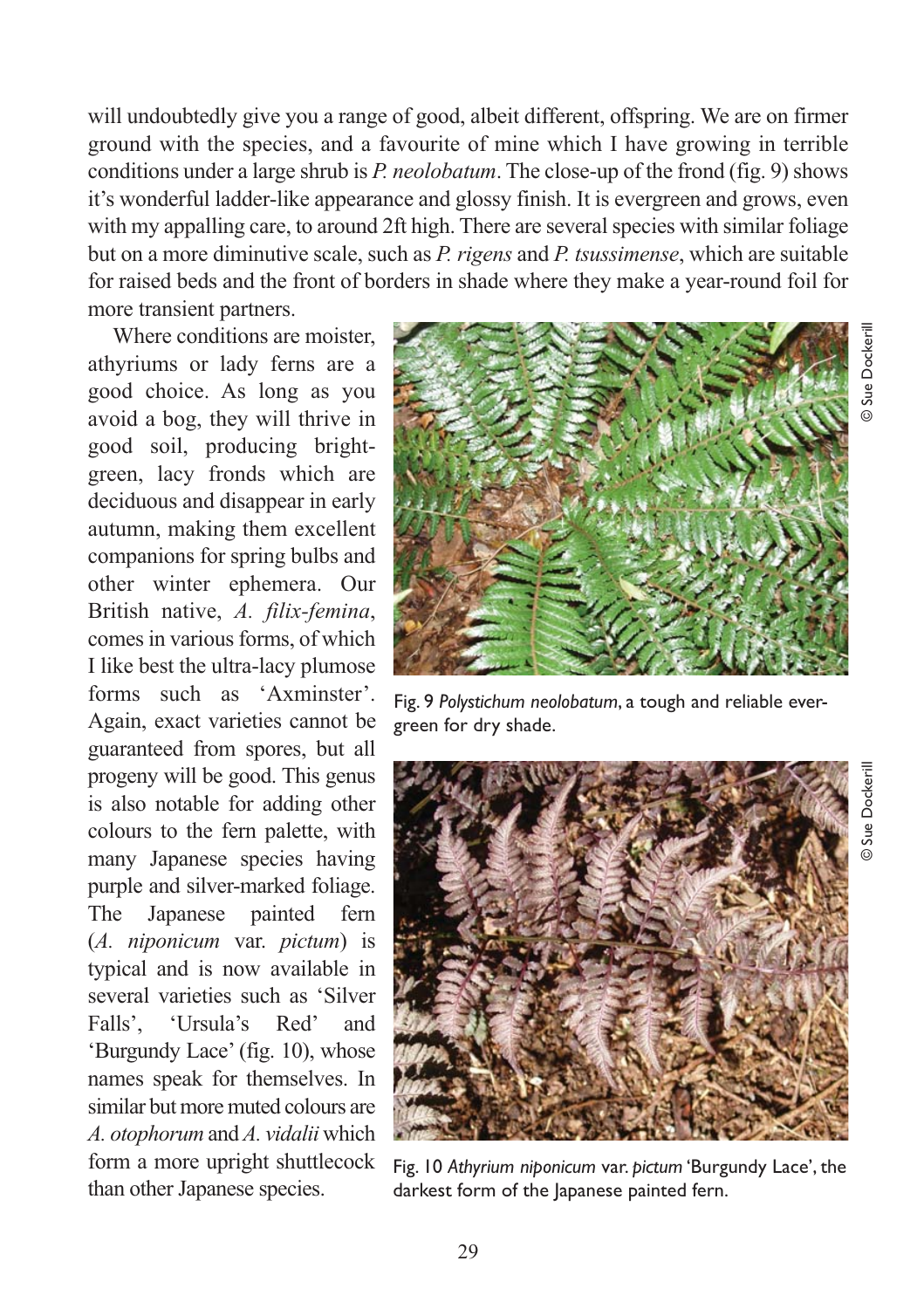will undoubtedly give you a range of good, albeit different, offspring. We are on firmer ground with the species, and a favourite of mine which I have growing in terrible conditions under a large shrub is *P. neolobatum*. The close-up of the frond (fig. 9) shows it's wonderful ladder-like appearance and glossy finish. It is evergreen and grows, even with my appalling care, to around 2ft high. There are several species with similar foliage but on a more diminutive scale, such as *P. rigens* and *P. tsussimense*, which are suitable for raised beds and the front of borders in shade where they make a year-round foil for more transient partners.

Where conditions are moister, athyriums or lady ferns are a good choice. As long as you avoid a bog, they will thrive in good soil, producing bright-green, lacy fronds which are deciduous and disappear in early autumn, making them excellent companions for spring bulbs and other winter ephemera. Our British native, *A. filix-femina*, comes in various forms, of which I like best the ultra-lacy plumose forms such as 'Axminster'. Again, exact varieties cannot be guaranteed from spores, but all progeny will be good. This genus is also notable for adding other colours to the fern palette, with many Japanese species having purple and silver-marked foliage. The Japanese painted fern (*A. niponicum* var. *pictum*) is typical and is now available in several varieties such as 'Silver Falls', 'Ursula's Red' and 'Burgundy Lace' (fig. 10), whose names speak for themselves. In similar but more muted colours are *A. otophorum* and *A. vidalii* which form a more upright shuttlecock than other Japanese species.

© Sue Dockerill

Fig. 9 *Polystichum neolobatum*, a tough and reliable evergreen for dry shade.

© Sue Dockerill

Fig. 10 *Athyrium niponicum* var. *pictum* 'Burgundy Lace', the darkest form of the Japanese painted fern.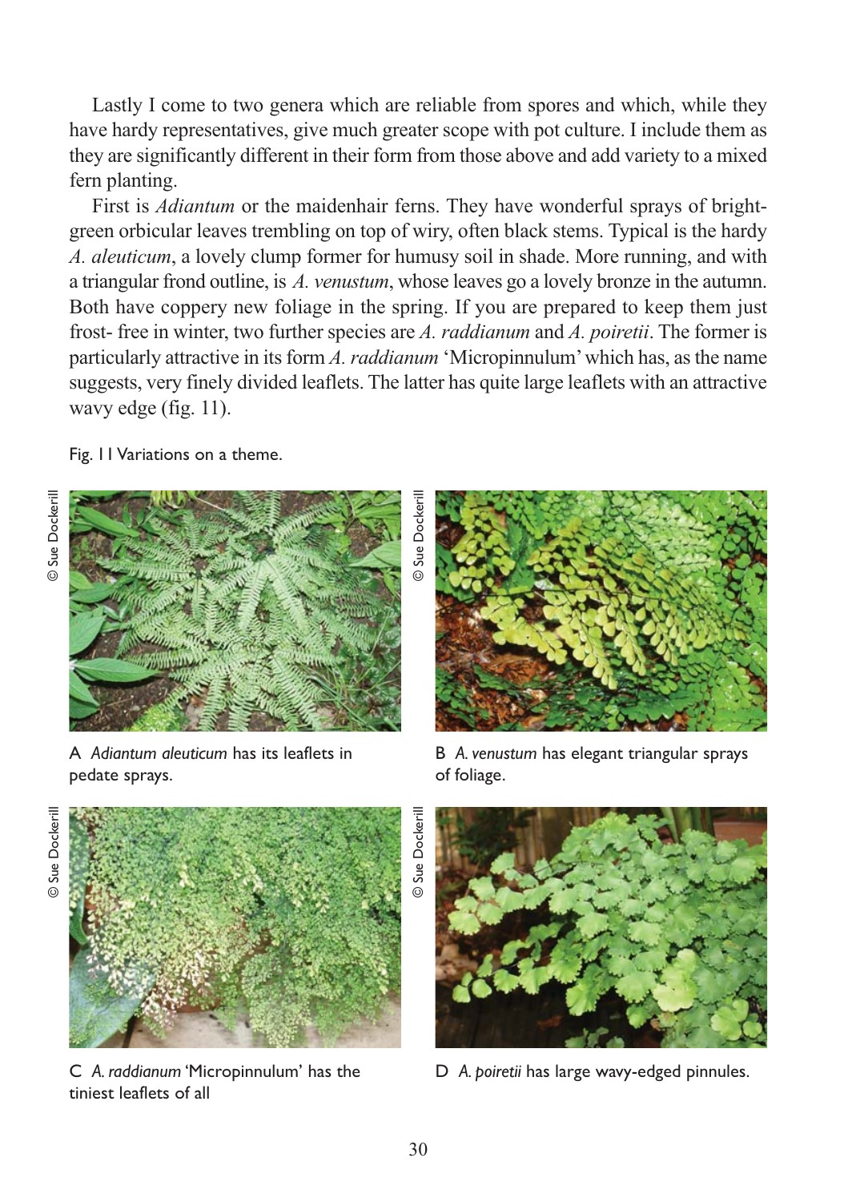Lastly I come to two genera which are reliable from spores and which, while they have hardy representatives, give much greater scope with pot culture. I include them as they are significantly different in their form from those above and add variety to a mixed fern planting.

First is *Adiantum* or the maidenhair ferns. They have wonderful sprays of bright-green orbicular leaves trembling on top of wiry, often black stems. Typical is the hardy *A. aleuticum*, a lovely clump former for humusy soil in shade. More running, and with a triangular frond outline, is *A. venustum*, whose leaves go a lovely bronze in the autumn. Both have coppery new foliage in the spring. If you are prepared to keep them just frost- free in winter, two further species are *A. raddianum* and *A. poiretii*. The former is particularly attractive in its form *A. raddianum* 'Micropinnulum' which has, as the name suggests, very finely divided leaflets. The latter has quite large leaflets with an attractive wavy edge (fig. 11).

Fig. 11 Variations on a theme.

© Sue Dockerill

A *Adiantum aleuticum* has its leaflets in pedate sprays.

© Sue Dockerill

B *A. venustum* has elegant triangular sprays of foliage.

© Sue Dockerill

C *A. raddianum* 'Micropinnulum' has the tiniest leaflets of all

© Sue Dockerill

D *A. poiretii* has large wavy-edged pinnules.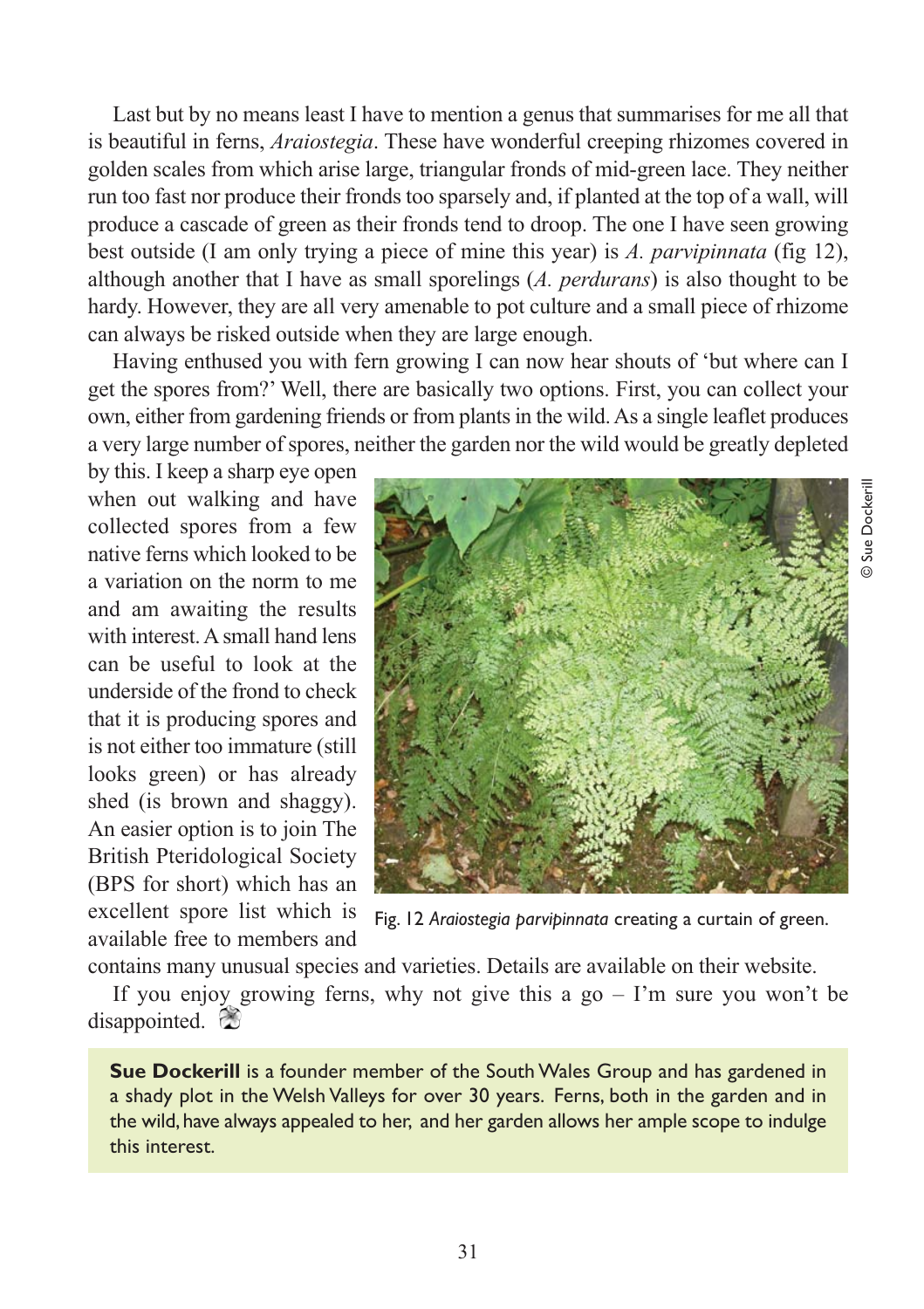Last but by no means least I have to mention a genus that summarises for me all that is beautiful in ferns, *Araiostegia*. These have wonderful creeping rhizomes covered in golden scales from which arise large, triangular fronds of mid-green lace. They neither run too fast nor produce their fronds too sparsely and, if planted at the top of a wall, will produce a cascade of green as their fronds tend to droop. The one I have seen growing best outside (I am only trying a piece of mine this year) is *A. parvipinnata* (fig 12), although another that I have as small sporelings (*A. perdurans*) is also thought to be hardy. However, they are all very amenable to pot culture and a small piece of rhizome can always be risked outside when they are large enough.

Having enthused you with fern growing I can now hear shouts of 'but where can I get the spores from?' Well, there are basically two options. First, you can collect your own, either from gardening friends or from plants in the wild. As a single leaflet produces a very large number of spores, neither the garden nor the wild would be greatly depleted by this. I keep a sharp eye open when out walking and have collected spores from a few native ferns which looked to be a variation on the norm to me and am awaiting the results with interest. A small hand lens can be useful to look at the underside of the frond to check that it is producing spores and is not either too immature (still looks green) or has already shed (is brown and shaggy). An easier option is to join The British Pteridological Society (BPS for short) which has an excellent spore list which is available free to members and contains many unusual species and varieties. Details are available on their website.

© Sue Dockerill

Fig. 12 *Araiostegia parvipinnata* creating a curtain of green.

If you enjoy growing ferns, why not give this a go – I'm sure you won't be disappointed.

**Sue Dockerill** is a founder member of the South Wales Group and has gardened in a shady plot in the Welsh Valleys for over 30 years. Ferns, both in the garden and in the wild, have always appealed to her, and her garden allows her ample scope to indulge this interest.